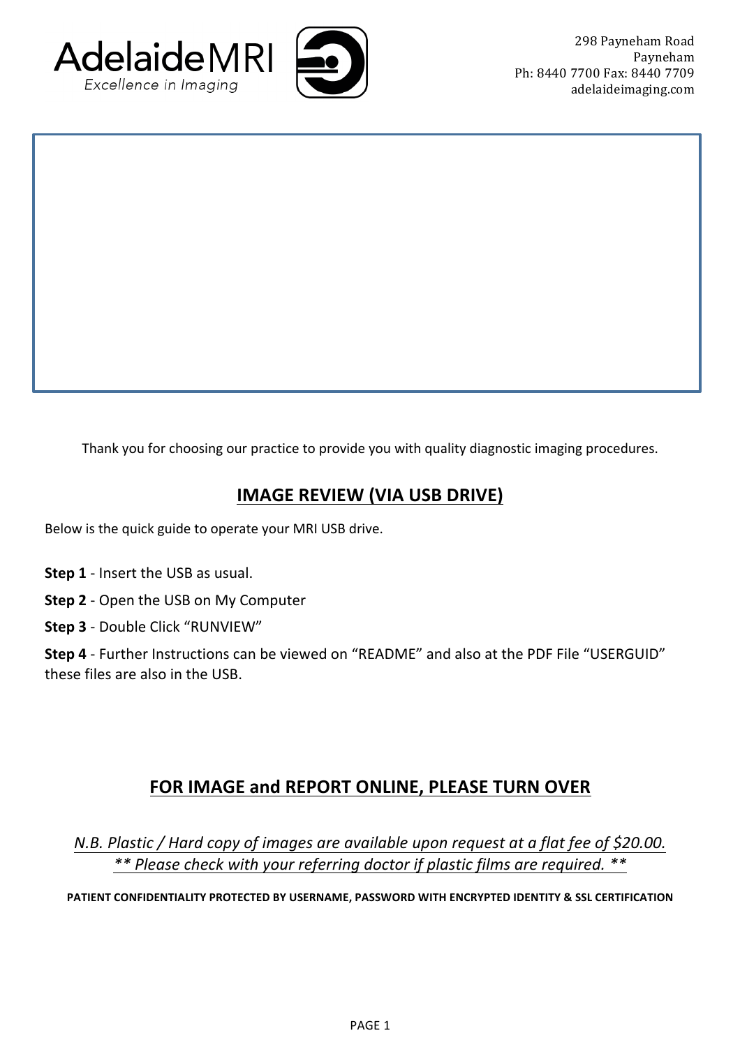AdelaideMRI
*Excellence in Imaging*

298 Payneham Road
Payneham
Ph: 8440 7700 Fax: 8440 7709
adelaideimaging.com

Thank you for choosing our practice to provide you with quality diagnostic imaging procedures.

## IMAGE REVIEW (VIA USB DRIVE)

Below is the quick guide to operate your MRI USB drive.

**Step 1** - Insert the USB as usual.

**Step 2** - Open the USB on My Computer

**Step 3** - Double Click “RUNVIEW”

**Step 4** - Further Instructions can be viewed on “README” and also at the PDF File “USERGUID” these files are also in the USB.

## FOR IMAGE and REPORT ONLINE, PLEASE TURN OVER

*N.B. Plastic / Hard copy of images are available upon request at a flat fee of $20.00.*
*** Please check with your referring doctor if plastic films are required. ***

**PATIENT CONFIDENTIALITY PROTECTED BY USERNAME, PASSWORD WITH ENCRYPTED IDENTITY & SSL CERTIFICATION**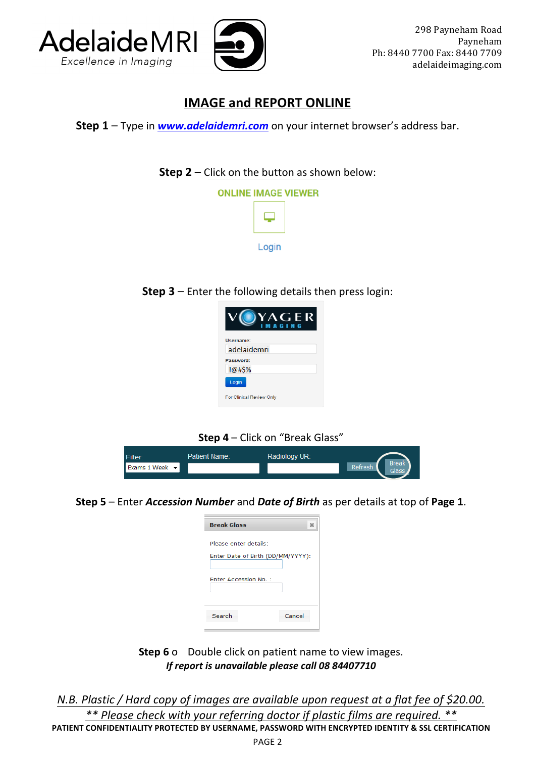AdelaideMRI
*Excellence in Imaging*

298 Payneham Road
Payneham
Ph: 8440 7700 Fax: 8440 7709
adelaideimaging.com

# IMAGE and REPORT ONLINE

**Step 1** – Type in ***www.adelaidemri.com*** on your internet browser's address bar.

**Step 2** – Click on the button as shown below:

ONLINE IMAGE VIEWER

Login

**Step 3** – Enter the following details then press login:

VOYAGER IMAGING

Username:
adelaidemri
Password:
!@#$%
Login

For Clinical Review Only

**Step 4** – Click on "Break Glass"

Filter: Exams 1 Week | Patient Name: | Radiology UR: | Refresh | Break Glass

**Step 5** – Enter ***Accession Number*** and ***Date of Birth*** as per details at top of **Page 1**.

Break Glass

Please enter details:
Enter Date of Birth (DD/MM/YYYY):
Enter Accession No. :

Search | Cancel

**Step 6** o Double click on patient name to view images.

***If report is unavailable please call 08 84407710***

*N.B. Plastic / Hard copy of images are available upon request at a flat fee of $20.00.*

*** Please check with your referring doctor if plastic films are required. ***

**PATIENT CONFIDENTIALITY PROTECTED BY USERNAME, PASSWORD WITH ENCRYPTED IDENTITY & SSL CERTIFICATION**